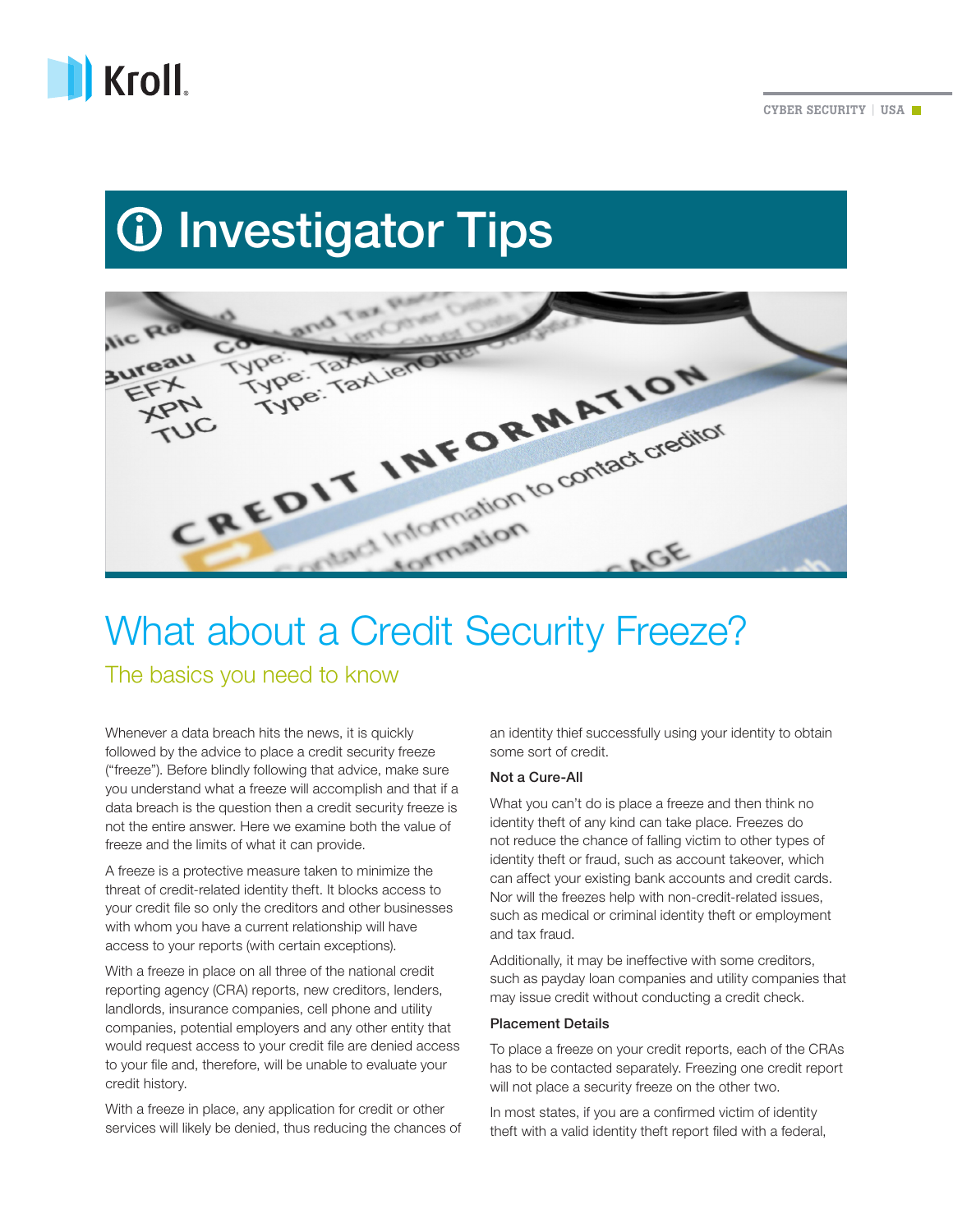# Investigator Tips

## What about a Credit Security Freeze?

### The basics you need to know

Whenever a data breach hits the news, it is quickly followed by the advice to place a credit security freeze ("freeze"). Before blindly following that advice, make sure you understand what a freeze will accomplish and that if a data breach is the question then a credit security freeze is not the entire answer. Here we examine both the value of freeze and the limits of what it can provide.

A freeze is a protective measure taken to minimize the threat of credit-related identity theft. It blocks access to your credit file so only the creditors and other businesses with whom you have a current relationship will have access to your reports (with certain exceptions).

With a freeze in place on all three of the national credit reporting agency (CRA) reports, new creditors, lenders, landlords, insurance companies, cell phone and utility companies, potential employers and any other entity that would request access to your credit file are denied access to your file and, therefore, will be unable to evaluate your credit history.

With a freeze in place, any application for credit or other services will likely be denied, thus reducing the chances of an identity thief successfully using your identity to obtain some sort of credit.

#### Not a Cure-All

What you can't do is place a freeze and then think no identity theft of any kind can take place. Freezes do not reduce the chance of falling victim to other types of identity theft or fraud, such as account takeover, which can affect your existing bank accounts and credit cards. Nor will the freezes help with non-credit-related issues, such as medical or criminal identity theft or employment and tax fraud.

Additionally, it may be ineffective with some creditors, such as payday loan companies and utility companies that may issue credit without conducting a credit check.

#### Placement Details

To place a freeze on your credit reports, each of the CRAs has to be contacted separately. Freezing one credit report will not place a security freeze on the other two.

In most states, if you are a confirmed victim of identity theft with a valid identity theft report filed with a federal,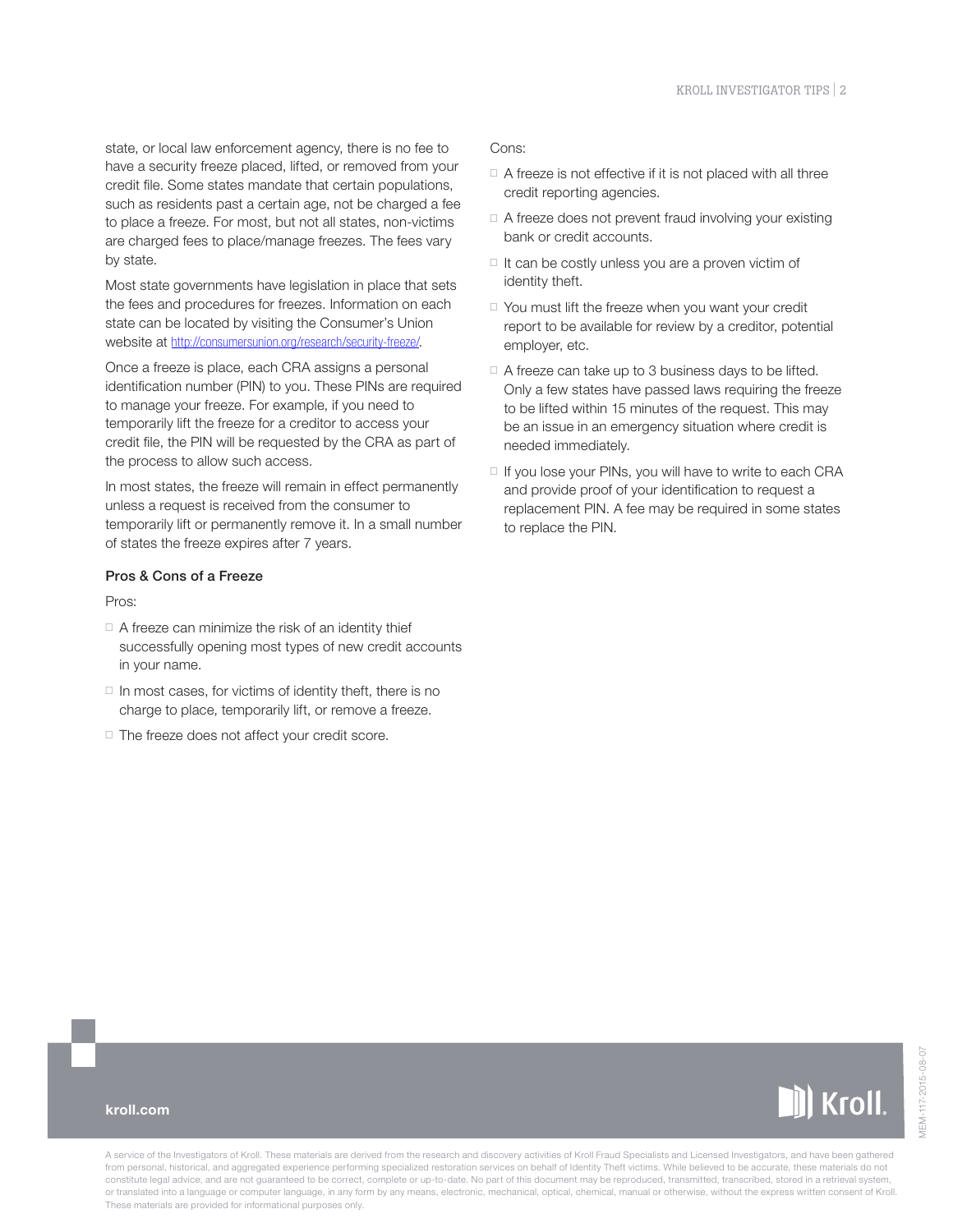state, or local law enforcement agency, there is no fee to have a security freeze placed, lifted, or removed from your credit file. Some states mandate that certain populations, such as residents past a certain age, not be charged a fee to place a freeze. For most, but not all states, non-victims are charged fees to place/manage freezes. The fees vary by state.

Most state governments have legislation in place that sets the fees and procedures for freezes. Information on each state can be located by visiting the Consumer's Union website at http://consumersunion.org/research/security-freeze/.

Once a freeze is place, each CRA assigns a personal identification number (PIN) to you. These PINs are required to manage your freeze. For example, if you need to temporarily lift the freeze for a creditor to access your credit file, the PIN will be requested by the CRA as part of the process to allow such access.

In most states, the freeze will remain in effect permanently unless a request is received from the consumer to temporarily lift or permanently remove it. In a small number of states the freeze expires after 7 years.

**Pros & Cons of a Freeze**

Pros:

- A freeze can minimize the risk of an identity thief successfully opening most types of new credit accounts in your name.
- In most cases, for victims of identity theft, there is no charge to place, temporarily lift, or remove a freeze.
- The freeze does not affect your credit score.

Cons:

- A freeze is not effective if it is not placed with all three credit reporting agencies.
- A freeze does not prevent fraud involving your existing bank or credit accounts.
- It can be costly unless you are a proven victim of identity theft.
- You must lift the freeze when you want your credit report to be available for review by a creditor, potential employer, etc.
- A freeze can take up to 3 business days to be lifted. Only a few states have passed laws requiring the freeze to be lifted within 15 minutes of the request. This may be an issue in an emergency situation where credit is needed immediately.
- If you lose your PINs, you will have to write to each CRA and provide proof of your identification to request a replacement PIN. A fee may be required in some states to replace the PIN.

kroll.com

Kroll.

MEM-117-2015-08-07

A service of the Investigators of Kroll. These materials are derived from the research and discovery activities of Kroll Fraud Specialists and Licensed Investigators, and have been gathered from personal, historical, and aggregated experience performing specialized restoration services on behalf of Identity Theft victims. While believed to be accurate, these materials do not constitute legal advice, and are not guaranteed to be correct, complete or up-to-date. No part of this document may be reproduced, transmitted, transcribed, stored in a retrieval system, or translated into a language or computer language, in any form by any means, electronic, mechanical, optical, chemical, manual or otherwise, without the express written consent of Kroll. These materials are provided for informational purposes only.